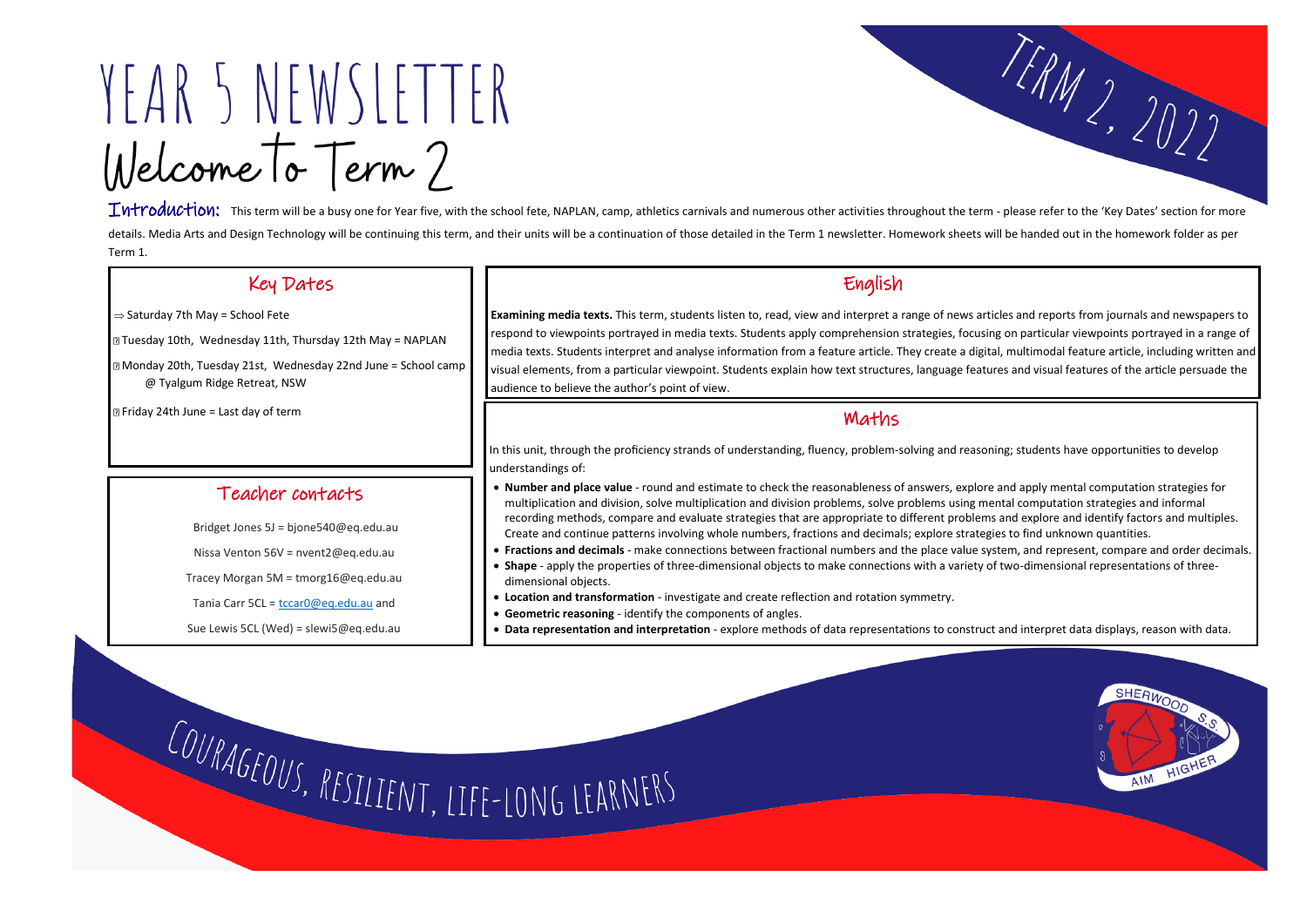# YEAR 5 NEWSLETTER

## Welcome to Term 2

Term 2, 2022

**Introduction:** This term will be a busy one for Year five, with the school fete, NAPLAN, camp, athletics carnivals and numerous other activities throughout the term - please refer to the 'Key Dates' section for more details. Media Arts and Design Technology will be continuing this term, and their units will be a continuation of those detailed in the Term 1 newsletter. Homework sheets will be handed out in the homework folder as per Term 1.

## Key Dates

- ⇒ Saturday 7th May = School Fete
- Tuesday 10th, Wednesday 11th, Thursday 12th May = NAPLAN
- Monday 20th, Tuesday 21st, Wednesday 22nd June = School camp @ Tyalgum Ridge Retreat, NSW
- Friday 24th June = Last day of term

## Teacher contacts

Bridget Jones 5J = bjone540@eq.edu.au

Nissa Venton 56V = nvent2@eq.edu.au

Tracey Morgan 5M = tmorg16@eq.edu.au

Tania Carr 5CL = tccar0@eq.edu.au and

Sue Lewis 5CL (Wed) = slewi5@eq.edu.au

## English

**Examining media texts.** This term, students listen to, read, view and interpret a range of news articles and reports from journals and newspapers to respond to viewpoints portrayed in media texts. Students apply comprehension strategies, focusing on particular viewpoints portrayed in a range of media texts. Students interpret and analyse information from a feature article. They create a digital, multimodal feature article, including written and visual elements, from a particular viewpoint. Students explain how text structures, language features and visual features of the article persuade the audience to believe the author's point of view.

## Maths

In this unit, through the proficiency strands of understanding, fluency, problem-solving and reasoning; students have opportunities to develop understandings of:

- **Number and place value** - round and estimate to check the reasonableness of answers, explore and apply mental computation strategies for multiplication and division, solve multiplication and division problems, solve problems using mental computation strategies and informal recording methods, compare and evaluate strategies that are appropriate to different problems and explore and identify factors and multiples. Create and continue patterns involving whole numbers, fractions and decimals; explore strategies to find unknown quantities.
- **Fractions and decimals** - make connections between fractional numbers and the place value system, and represent, compare and order decimals.
- **Shape** - apply the properties of three-dimensional objects to make connections with a variety of two-dimensional representations of three-dimensional objects.
- **Location and transformation** - investigate and create reflection and rotation symmetry.
- **Geometric reasoning** - identify the components of angles.
- **Data representation and interpretation** - explore methods of data representations to construct and interpret data displays, reason with data.

COURAGEOUS, RESILIENT, LIFE-LONG LEARNERS

SHERWOOD S.S. AIM HIGHER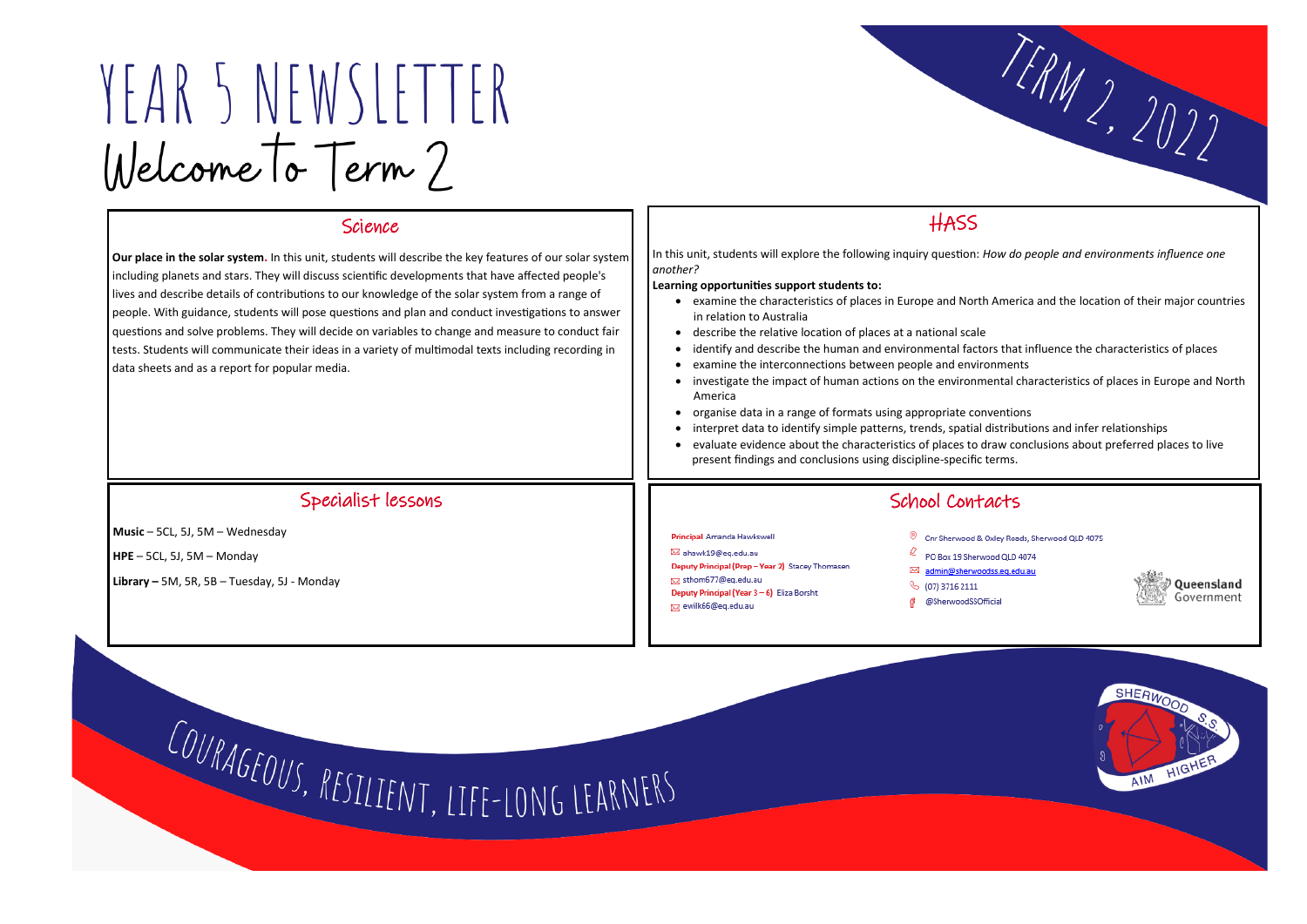# YEAR 5 NEWSLETTER

# Welcome to Term 2

TERM 2, 2022

## Science

**Our place in the solar system.** In this unit, students will describe the key features of our solar system including planets and stars. They will discuss scientific developments that have affected people's lives and describe details of contributions to our knowledge of the solar system from a range of people. With guidance, students will pose questions and plan and conduct investigations to answer questions and solve problems. They will decide on variables to change and measure to conduct fair tests. Students will communicate their ideas in a variety of multimodal texts including recording in data sheets and as a report for popular media.

## HASS

In this unit, students will explore the following inquiry question: *How do people and environments influence one another?*

**Learning opportunities support students to:**

- examine the characteristics of places in Europe and North America and the location of their major countries in relation to Australia
- describe the relative location of places at a national scale
- identify and describe the human and environmental factors that influence the characteristics of places
- examine the interconnections between people and environments
- investigate the impact of human actions on the environmental characteristics of places in Europe and North America
- organise data in a range of formats using appropriate conventions
- interpret data to identify simple patterns, trends, spatial distributions and infer relationships
- evaluate evidence about the characteristics of places to draw conclusions about preferred places to live present findings and conclusions using discipline-specific terms.

## Specialist lessons

**Music** – 5CL, 5J, 5M – Wednesday

**HPE** – 5CL, 5J, 5M – Monday

**Library –** 5M, 5R, 5B – Tuesday, 5J - Monday

## School Contacts

**Principal** Amanda Hawkswell
ahawk19@eq.edu.au
**Deputy Principal (Prep – Year 2)** Stacey Thomasen
sthom677@eq.edu.au
**Deputy Principal (Year 3 – 6)** Eliza Borsht
ewilk66@eq.edu.au

Cnr Sherwood & Oxley Roads, Sherwood QLD 4075
PO Box 19 Sherwood QLD 4074
admin@sherwoodss.eq.edu.au
(07) 3716 2111
@SherwoodSSOfficial

Queensland Government

COURAGEOUS, RESILIENT, LIFE-LONG LEARNERS

SHERWOOD S.S. AIM HIGHER